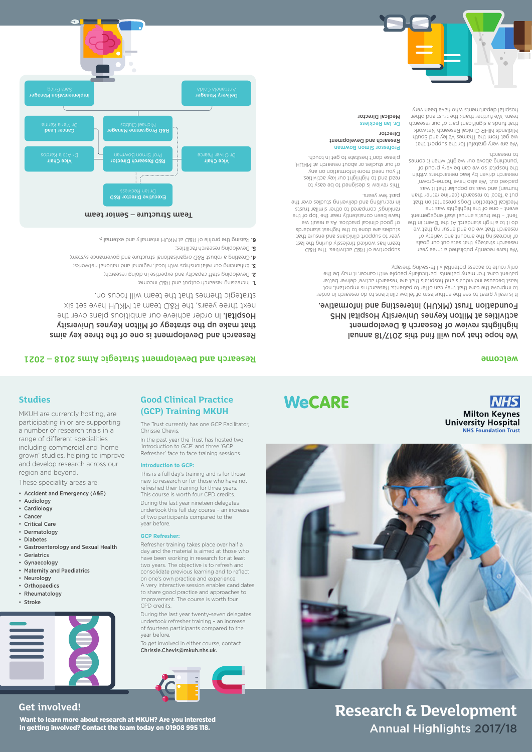# Research & Development

## Annual Highlights 2017/18

NHS
Milton Keynes University Hospital
NHS Foundation Trust

WeCARE

## Studies

MKUH are currently hosting, are participating in or are supporting a number of research trials in a range of different specialities including commercial and 'home grown' studies, helping to improve and develop research across our region and beyond.

These speciality areas are:

- Accident and Emergency (A&E)
- Audiology
- Cardiology
- Cancer
- Critical Care
- Dermatology
- Diabetes
- Gastroenterology and Sexual Health
- Geriatrics
- Gynaecology
- Maternity and Paediatrics
- Neurology
- Orthopaedics
- Rheumatology
- Stroke

## Good Clinical Practice (GCP) Training MKUH

The Trust currently has one GCP Facilitator, Chrissie Chevis.

In the past year the Trust has hosted two 'Introduction to GCP' and three 'GCP Refresher' face to face training sessions.

### Introduction to GCP:

This is a full day's training and is for those new to research or for those who have not refreshed their training for three years. This course is worth four CPD credits.

During the last year nineteen delegates undertook this full day course – an increase of two participants compared to the year before.

### GCP Refresher:

Refresher training takes place over half a day and the material is aimed at those who have been working in research for at least two years. The objective is to refresh and consolidate previous learning and to reflect on one's own practice and experience. A very interactive session enables candidates to share good practice and approaches to improvement. The course is worth four CPD credits.

During the last year twenty-seven delegates undertook refresher training – an increase of fourteen participants compared to the year before.

To get involved in either course, contact **Chrissie.Chevis@mkuh.nhs.uk.**

## Get involved!

**Want to learn more about research at MKUH? Are you interested in getting involved? Contact the team today on 01908 995 118.**

## Welcome

We hope that you will find this 2017/18 annual highlights review of Research & Development activities at Milton Keynes University Hospital NHS Foundation Trust (MKUH) interesting and informative.

It is really great to see the enthusiasm of fellow clinicians to do research in order to improve the care that they can offer to patients. Research is important, not least because individuals and hospitals that are 'research active' deliver better patient care. For many patients, particularly people with cancer, it may be the only route to access potentially life-saving therapy.

We have recently published a three year research strategy that sets out our goals of increasing the amount and variety of research that we do and ensuring that we do it to a high standard. At the 'Event in the Tent', – the trust's annual staff engagement event – one of the highlights was the Medical Detection Dogs presentation that put a 'face' to research (canine rather than human) and was so popular that it was packed out. We also have 'home-grown' research driven by lead researchers within the hospital so we can be very proud of 'punching above our weight' when it comes to research.

We are very grateful for the support that we get from the Thames Valley and South Midlands NIHR Clinical Research Network that funds a significant part of our research team. We further thank the trust and other hospital departments who have been very supportive of R&D activities. The R&D team has worked tirelessly during the last year to support clinicians and ensure that studies are done to the highest standards of good clinical practice. As a result we have been consistently near the top of the rankings, compared to other similar trusts in recruiting and delivering studies over the past few years.

This review is designed to be easy to read and to highlight our key activities. If you need more information on any of our studies or about research at MKUH, please don't hesitate to get in touch.

**Professor Simon Bowman**
Research and Development Director

**Dr. Ian Reckless**
Medical Director

## Research and Development Strategic Aims 2018 – 2021

Research and Development is one of the three key aims that make up the strategy of Milton Keynes University Hospital. In order achieve our ambitious plans over the next three years, the R&D team at MKUH have set six strategic themes that the team will focus on.

1. Increasing research output and R&D income;
2. Developing staff capacity and expertise in doing research;
3. Enhancing our relationships with local, regional and national networks;
4. Creating a robust R&D organisational structure and governance system;
5. Developing research facilities;
6. Raising the profile of R&D at MKUH internally and externally.

### Team Structure – Senior team

- **Executive Director R&D** – Dr Ian Reckless
- **Vice Chair** – Dr Oliver Pearce
- **R&D Research Director** – Prof Simon Bowman
- **Vice Chair** – Dr Attila Kardos
- **R&D Programme Manager** – Michael Chubb
- **Cancer Lead** – Dr Maria Karina
- **Delivery Manager** – Antoanela Colda
- **Implementation Manager** – Sara Greig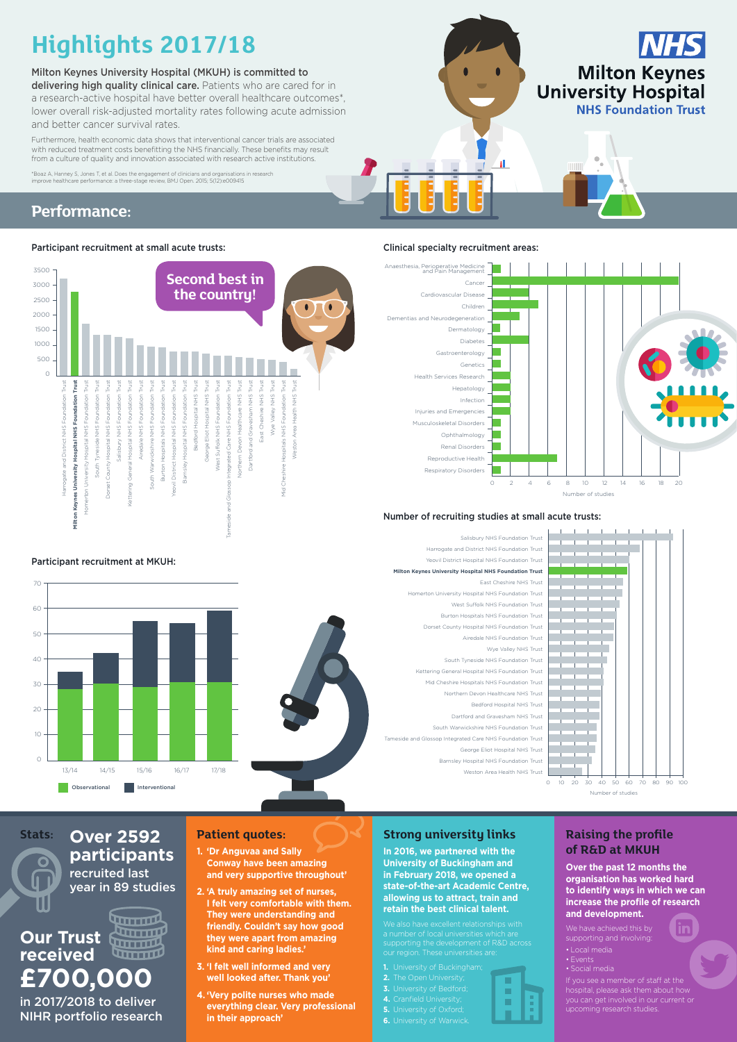# Highlights 2017/18

**Milton Keynes University Hospital (MKUH) is committed to delivering high quality clinical care.** Patients who are cared for in a research-active hospital have better overall healthcare outcomes*, lower overall risk-adjusted mortality rates following acute admission and better cancer survival rates.

Furthermore, health economic data shows that interventional cancer trials are associated with reduced treatment costs benefitting the NHS financially. These benefits may result from a culture of quality and innovation associated with research active institutions.

*Boaz A, Hanney S, Jones T, et al. Does the engagement of clinicians and organisations in research improve healthcare performance: a three-stage review. BMJ Open. 2015; 5(12):e009415

NHS
Milton Keynes University Hospital
NHS Foundation Trust

## Performance:

### Participant recruitment at small acute trusts:

Second best in the country!

3500
3000
2500
2000
1500
1000
500
0

Harrogate and District NHS Foundation Trust
**Milton Keynes University Hospital NHS Foundation Trust**
Homerton University Hospital NHS Foundation Trust
South Tyneside NHS Foundation Trust
Dorset County Hospital NHS Foundation Trust
Salisbury NHS Foundation Trust
Kettering General Hospital NHS Foundation Trust
Airedale NHS Foundation Trust
South Warwickshire NHS Foundation Trust
Burton Hospitals NHS Foundation Trust
Yeovil District Hospital NHS Foundation Trust
Barnsley Hospital NHS Foundation Trust
Bedford Hospital NHS Trust
George Eliot Hospital NHS Trust
West Suffolk NHS Foundation Trust
Tameside and Glossop Integrated Care NHS Foundation Trust
Northern Devon Healthcare NHS Trust
Dartford and Gravesham NHS Trust
East Cheshire NHS Trust
Wye Valley NHS Trust
Mid Cheshire Hospitals NHS Foundation Trust
Weston Area Health NHS Trust

### Clinical specialty recruitment areas:

Anaesthesia, Perioperative Medicine and Pain Management
Cancer
Cardiovascular Disease
Children
Dementias and Neurodegeneration
Dermatology
Diabetes
Gastroenterology
Genetics
Health Services Research
Hepatology
Infection
Injuries and Emergencies
Musculoskeletal Disorders
Ophthalmology
Renal Disorders
Reproductive Health
Respiratory Disorders

0 2 4 6 8 10 12 14 16 18 20

Number of studies

### Participant recruitment at MKUH:

70
60
50
40
30
20
10
0

13/14 14/15 15/16 16/17 17/18

Observational
Interventional

### Number of recruiting studies at small acute trusts:

Salisbury NHS Foundation Trust
Harrogate and District NHS Foundation Trust
Yeovil District Hospital NHS Foundation Trust
**Milton Keynes University Hospital NHS Foundation Trust**
East Cheshire NHS Trust
Homerton University Hospital NHS Foundation Trust
West Suffolk NHS Foundation Trust
Burton Hospitals NHS Foundation Trust
Dorset County Hospital NHS Foundation Trust
Airedale NHS Foundation Trust
Wye Valley NHS Trust
South Tyneside NHS Foundation Trust
Kettering General Hospital NHS Foundation Trust
Mid Cheshire Hospitals NHS Foundation Trust
Northern Devon Healthcare NHS Trust
Bedford Hospital NHS Trust
Dartford and Gravesham NHS Trust
South Warwickshire NHS Foundation Trust
Tameside and Glossop Integrated Care NHS Foundation Trust
George Eliot Hospital NHS Trust
Barnsley Hospital NHS Foundation Trust
Weston Area Health NHS Trust

0 10 20 30 40 50 60 70 80 90 100

Number of studies

## Stats:

**Over 2592 participants** recruited last year in 89 studies

**Our Trust received £700,000** in 2017/2018 to deliver NIHR portfolio research

## Patient quotes:

1. **'Dr Anguvaa and Sally Conway have been amazing and very supportive throughout'**
2. **'A truly amazing set of nurses, I felt very comfortable with them. They were understanding and friendly. Couldn't say how good they were apart from amazing kind and caring ladies.'**
3. **'I felt well informed and very well looked after. Thank you'**
4. **'Very polite nurses who made everything clear. Very professional in their approach'**

## Strong university links

**In 2016, we partnered with the University of Buckingham and in February 2018, we opened a state-of-the-art Academic Centre, allowing us to attract, train and retain the best clinical talent.**

We also have excellent relationships with a number of local universities which are supporting the development of R&D across our region. These universities are:

1. University of Buckingham;
2. The Open University;
3. University of Bedford;
4. Cranfield University;
5. University of Oxford;
6. University of Warwick.

## Raising the profile of R&D at MKUH

**Over the past 12 months the organisation has worked hard to identify ways in which we can increase the profile of research and development.**

We have achieved this by supporting and involving:

- Local media
- Events
- Social media

If you see a member of staff at the hospital, please ask them about how you can get involved in our current or upcoming research studies.